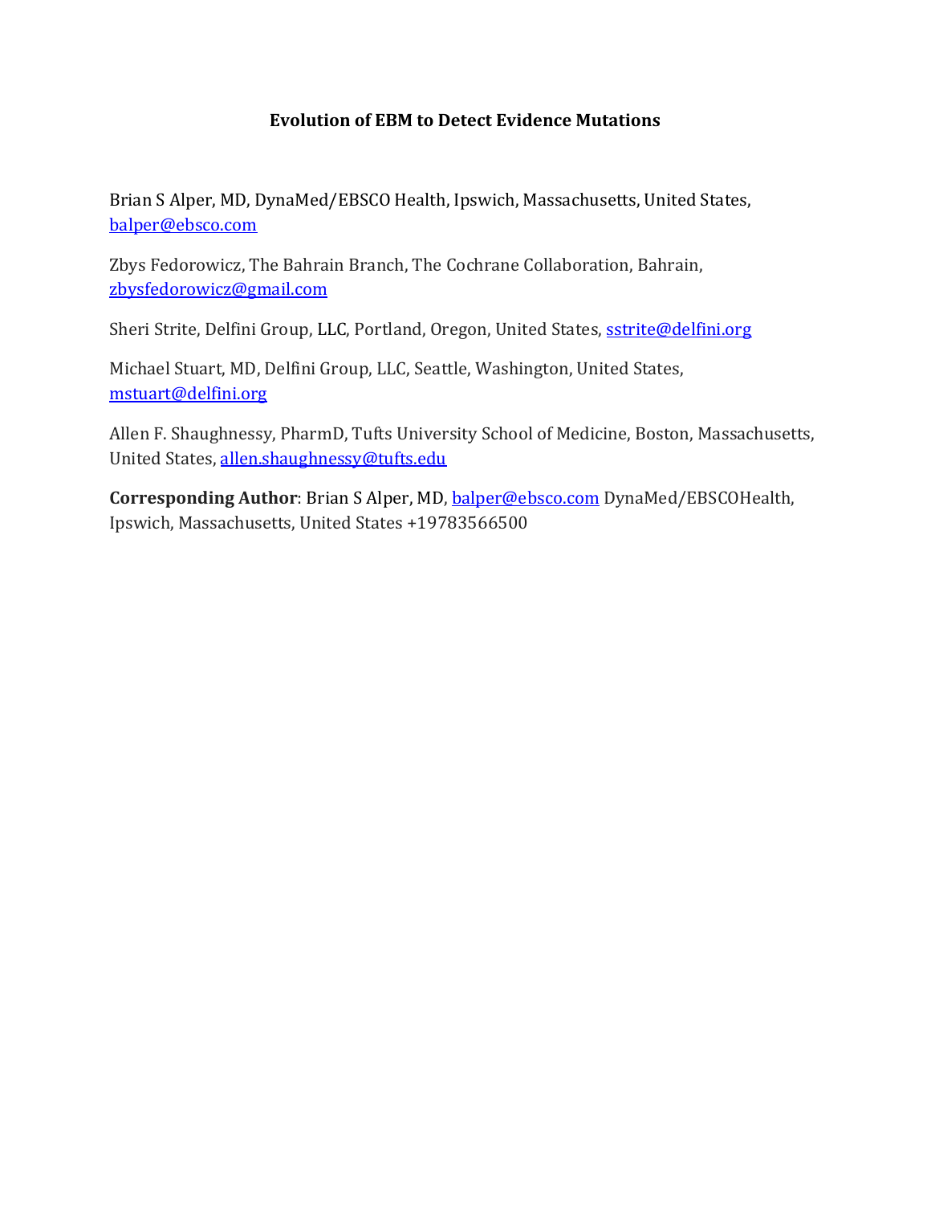# Evolution of EBM to Detect Evidence Mutations

Brian S Alper, MD, DynaMed/EBSCO Health, Ipswich, Massachusetts, United States, balper@ebsco.com

Zbys Fedorowicz, The Bahrain Branch, The Cochrane Collaboration, Bahrain, zbysfedorowicz@gmail.com

Sheri Strite, Delfini Group, LLC, Portland, Oregon, United States, sstrite@delfini.org

Michael Stuart, MD, Delfini Group, LLC, Seattle, Washington, United States, mstuart@delfini.org

Allen F. Shaughnessy, PharmD, Tufts University School of Medicine, Boston, Massachusetts, United States, allen.shaughnessy@tufts.edu

**Corresponding Author**: Brian S Alper, MD, balper@ebsco.com DynaMed/EBSCOHealth, Ipswich, Massachusetts, United States +19783566500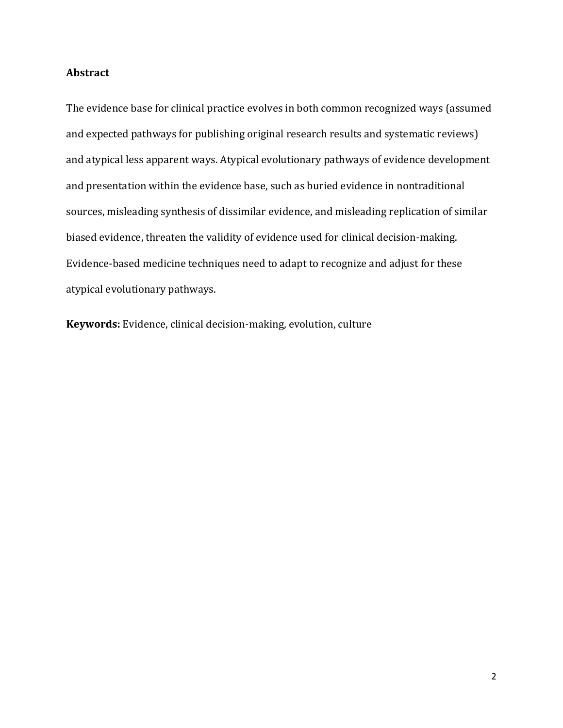## Abstract

The evidence base for clinical practice evolves in both common recognized ways (assumed and expected pathways for publishing original research results and systematic reviews) and atypical less apparent ways. Atypical evolutionary pathways of evidence development and presentation within the evidence base, such as buried evidence in nontraditional sources, misleading synthesis of dissimilar evidence, and misleading replication of similar biased evidence, threaten the validity of evidence used for clinical decision-making. Evidence-based medicine techniques need to adapt to recognize and adjust for these atypical evolutionary pathways.

**Keywords:** Evidence, clinical decision-making, evolution, culture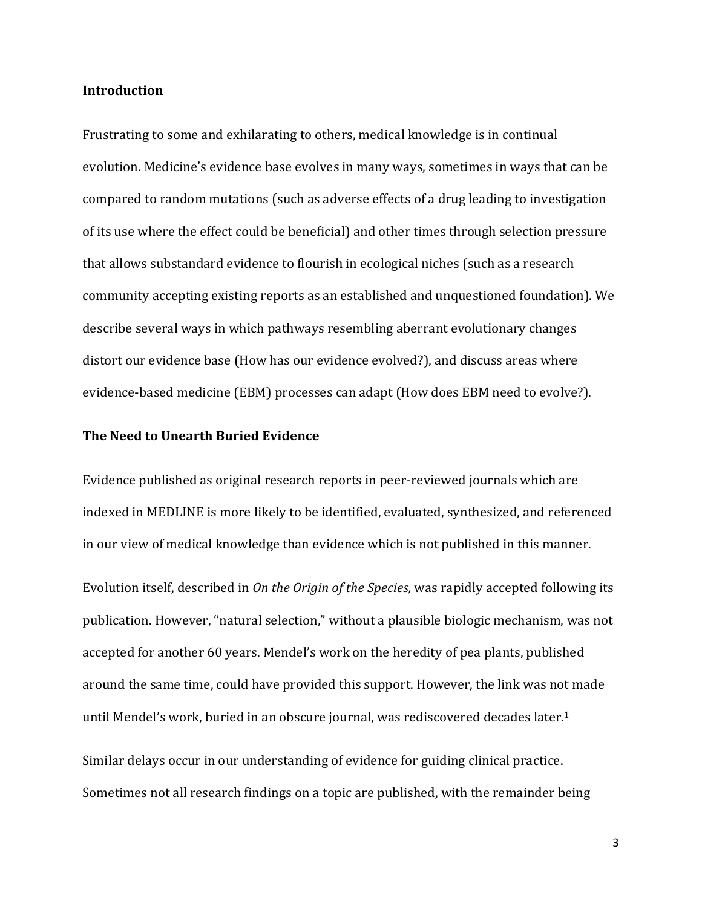## Introduction

Frustrating to some and exhilarating to others, medical knowledge is in continual evolution. Medicine's evidence base evolves in many ways, sometimes in ways that can be compared to random mutations (such as adverse effects of a drug leading to investigation of its use where the effect could be beneficial) and other times through selection pressure that allows substandard evidence to flourish in ecological niches (such as a research community accepting existing reports as an established and unquestioned foundation). We describe several ways in which pathways resembling aberrant evolutionary changes distort our evidence base (How has our evidence evolved?), and discuss areas where evidence-based medicine (EBM) processes can adapt (How does EBM need to evolve?).

## The Need to Unearth Buried Evidence

Evidence published as original research reports in peer-reviewed journals which are indexed in MEDLINE is more likely to be identified, evaluated, synthesized, and referenced in our view of medical knowledge than evidence which is not published in this manner.

Evolution itself, described in *On the Origin of the Species,* was rapidly accepted following its publication. However, "natural selection," without a plausible biologic mechanism, was not accepted for another 60 years. Mendel's work on the heredity of pea plants, published around the same time, could have provided this support. However, the link was not made until Mendel's work, buried in an obscure journal, was rediscovered decades later.[1]

Similar delays occur in our understanding of evidence for guiding clinical practice. Sometimes not all research findings on a topic are published, with the remainder being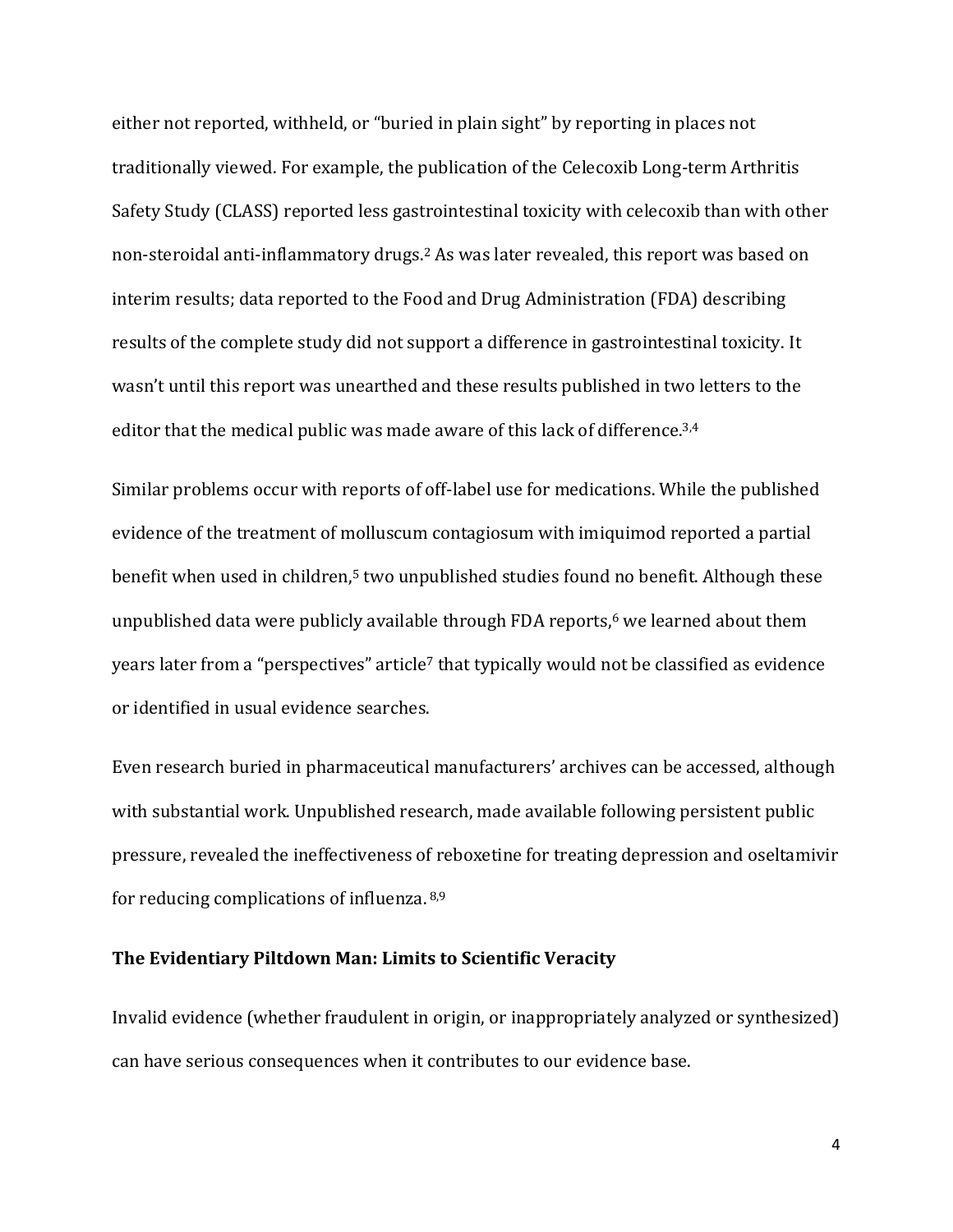either not reported, withheld, or "buried in plain sight" by reporting in places not traditionally viewed. For example, the publication of the Celecoxib Long-term Arthritis Safety Study (CLASS) reported less gastrointestinal toxicity with celecoxib than with other non-steroidal anti-inflammatory drugs.[2] As was later revealed, this report was based on interim results; data reported to the Food and Drug Administration (FDA) describing results of the complete study did not support a difference in gastrointestinal toxicity. It wasn't until this report was unearthed and these results published in two letters to the editor that the medical public was made aware of this lack of difference.[3,4]

Similar problems occur with reports of off-label use for medications. While the published evidence of the treatment of molluscum contagiosum with imiquimod reported a partial benefit when used in children,[5] two unpublished studies found no benefit. Although these unpublished data were publicly available through FDA reports,[6] we learned about them years later from a "perspectives" article[7] that typically would not be classified as evidence or identified in usual evidence searches.

Even research buried in pharmaceutical manufacturers' archives can be accessed, although with substantial work. Unpublished research, made available following persistent public pressure, revealed the ineffectiveness of reboxetine for treating depression and oseltamivir for reducing complications of influenza.[8,9]

**The Evidentiary Piltdown Man: Limits to Scientific Veracity**

Invalid evidence (whether fraudulent in origin, or inappropriately analyzed or synthesized) can have serious consequences when it contributes to our evidence base.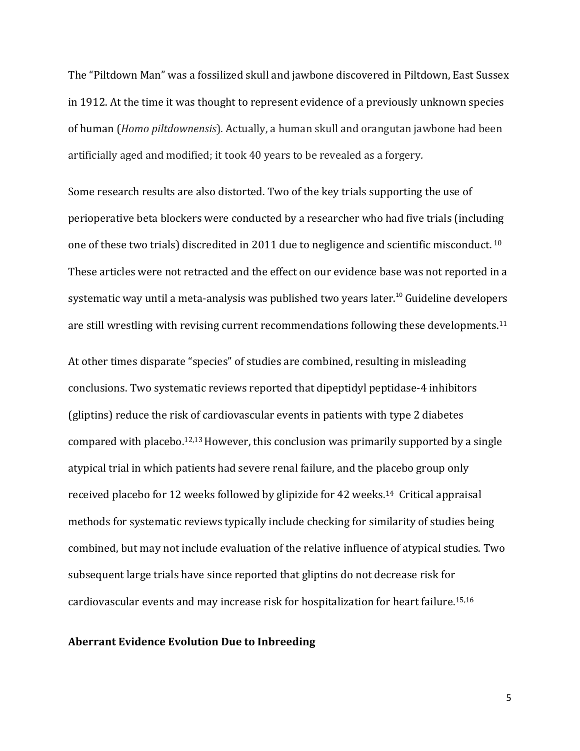The "Piltdown Man" was a fossilized skull and jawbone discovered in Piltdown, East Sussex in 1912. At the time it was thought to represent evidence of a previously unknown species of human (*Homo piltdownensis*). Actually, a human skull and orangutan jawbone had been artificially aged and modified; it took 40 years to be revealed as a forgery.

Some research results are also distorted. Two of the key trials supporting the use of perioperative beta blockers were conducted by a researcher who had five trials (including one of these two trials) discredited in 2011 due to negligence and scientific misconduct.[10] These articles were not retracted and the effect on our evidence base was not reported in a systematic way until a meta-analysis was published two years later.[10] Guideline developers are still wrestling with revising current recommendations following these developments.[11]

At other times disparate "species" of studies are combined, resulting in misleading conclusions. Two systematic reviews reported that dipeptidyl peptidase-4 inhibitors (gliptins) reduce the risk of cardiovascular events in patients with type 2 diabetes compared with placebo.[12,13] However, this conclusion was primarily supported by a single atypical trial in which patients had severe renal failure, and the placebo group only received placebo for 12 weeks followed by glipizide for 42 weeks.[14] Critical appraisal methods for systematic reviews typically include checking for similarity of studies being combined, but may not include evaluation of the relative influence of atypical studies. Two subsequent large trials have since reported that gliptins do not decrease risk for cardiovascular events and may increase risk for hospitalization for heart failure.[15,16]

## Aberrant Evidence Evolution Due to Inbreeding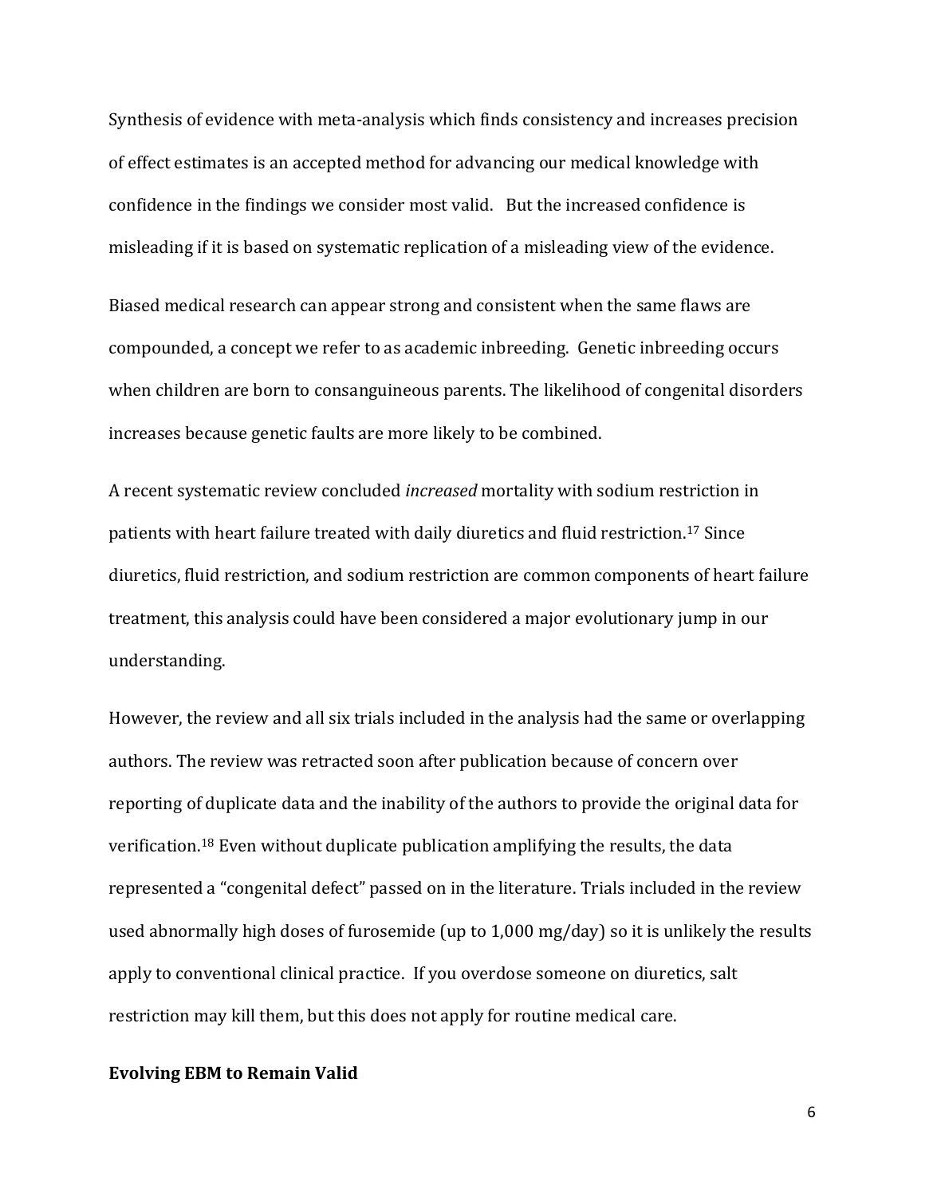Synthesis of evidence with meta-analysis which finds consistency and increases precision of effect estimates is an accepted method for advancing our medical knowledge with confidence in the findings we consider most valid. But the increased confidence is misleading if it is based on systematic replication of a misleading view of the evidence.

Biased medical research can appear strong and consistent when the same flaws are compounded, a concept we refer to as academic inbreeding. Genetic inbreeding occurs when children are born to consanguineous parents. The likelihood of congenital disorders increases because genetic faults are more likely to be combined.

A recent systematic review concluded *increased* mortality with sodium restriction in patients with heart failure treated with daily diuretics and fluid restriction.[17] Since diuretics, fluid restriction, and sodium restriction are common components of heart failure treatment, this analysis could have been considered a major evolutionary jump in our understanding.

However, the review and all six trials included in the analysis had the same or overlapping authors. The review was retracted soon after publication because of concern over reporting of duplicate data and the inability of the authors to provide the original data for verification.[18] Even without duplicate publication amplifying the results, the data represented a "congenital defect" passed on in the literature. Trials included in the review used abnormally high doses of furosemide (up to 1,000 mg/day) so it is unlikely the results apply to conventional clinical practice. If you overdose someone on diuretics, salt restriction may kill them, but this does not apply for routine medical care.

## Evolving EBM to Remain Valid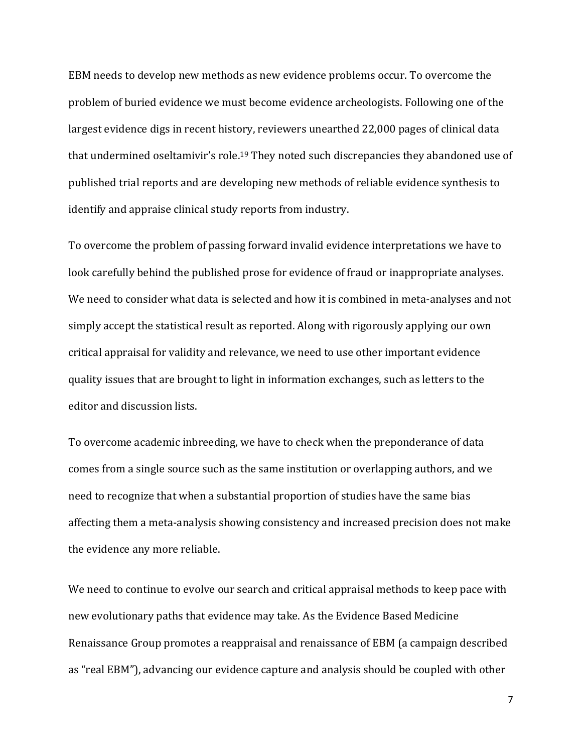EBM needs to develop new methods as new evidence problems occur. To overcome the problem of buried evidence we must become evidence archeologists. Following one of the largest evidence digs in recent history, reviewers unearthed 22,000 pages of clinical data that undermined oseltamivir's role.[19] They noted such discrepancies they abandoned use of published trial reports and are developing new methods of reliable evidence synthesis to identify and appraise clinical study reports from industry.

To overcome the problem of passing forward invalid evidence interpretations we have to look carefully behind the published prose for evidence of fraud or inappropriate analyses. We need to consider what data is selected and how it is combined in meta-analyses and not simply accept the statistical result as reported. Along with rigorously applying our own critical appraisal for validity and relevance, we need to use other important evidence quality issues that are brought to light in information exchanges, such as letters to the editor and discussion lists.

To overcome academic inbreeding, we have to check when the preponderance of data comes from a single source such as the same institution or overlapping authors, and we need to recognize that when a substantial proportion of studies have the same bias affecting them a meta-analysis showing consistency and increased precision does not make the evidence any more reliable.

We need to continue to evolve our search and critical appraisal methods to keep pace with new evolutionary paths that evidence may take. As the Evidence Based Medicine Renaissance Group promotes a reappraisal and renaissance of EBM (a campaign described as "real EBM"), advancing our evidence capture and analysis should be coupled with other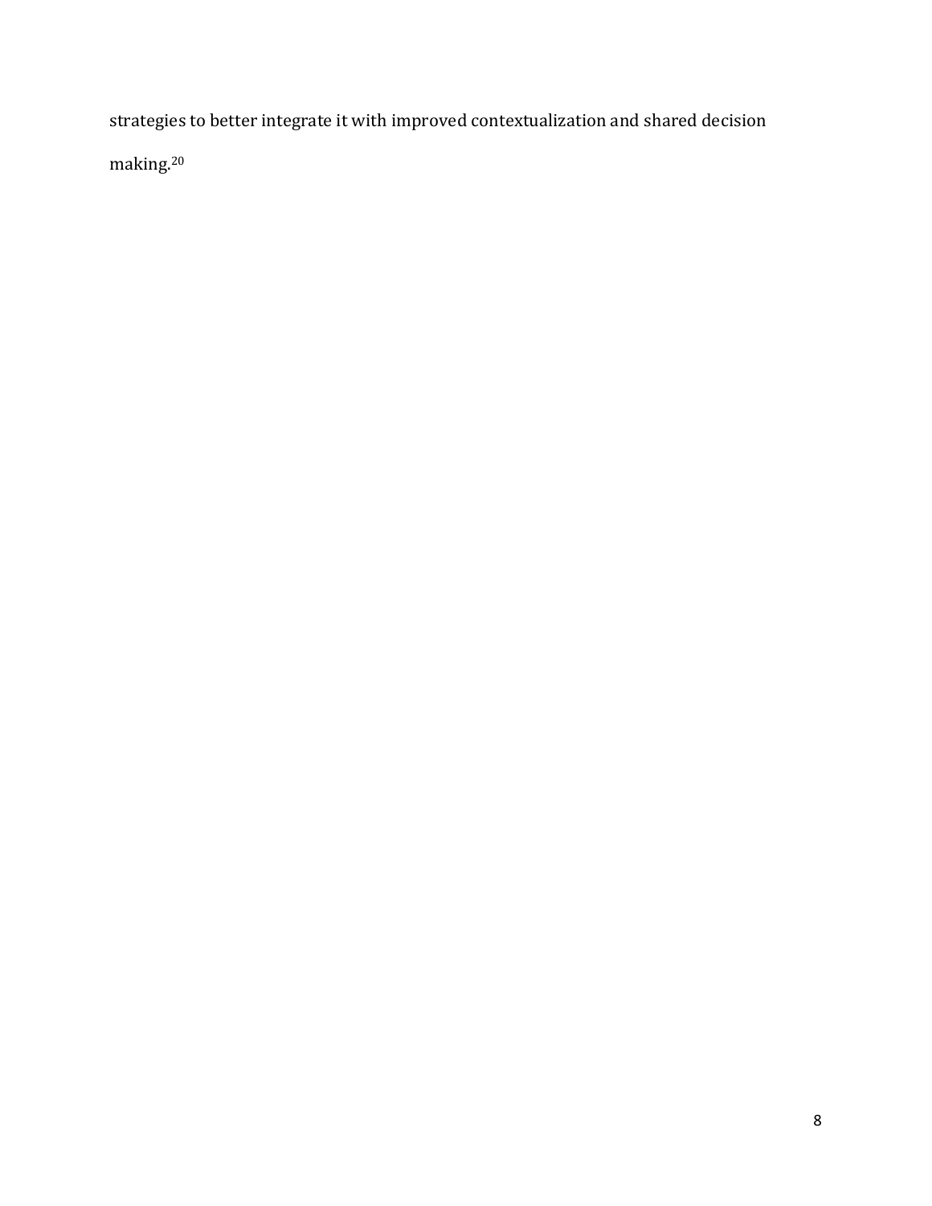strategies to better integrate it with improved contextualization and shared decision making.[20]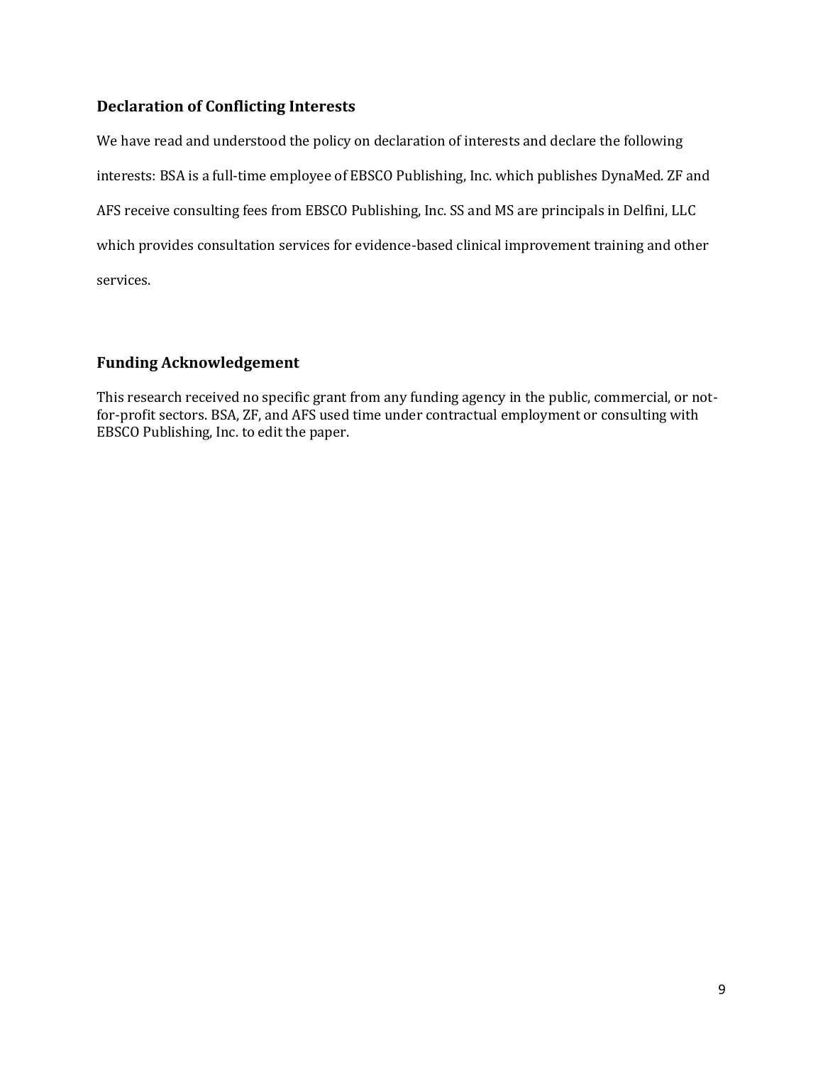## Declaration of Conflicting Interests

We have read and understood the policy on declaration of interests and declare the following interests: BSA is a full-time employee of EBSCO Publishing, Inc. which publishes DynaMed. ZF and AFS receive consulting fees from EBSCO Publishing, Inc. SS and MS are principals in Delfini, LLC which provides consultation services for evidence-based clinical improvement training and other services.

## Funding Acknowledgement

This research received no specific grant from any funding agency in the public, commercial, or not-for-profit sectors. BSA, ZF, and AFS used time under contractual employment or consulting with EBSCO Publishing, Inc. to edit the paper.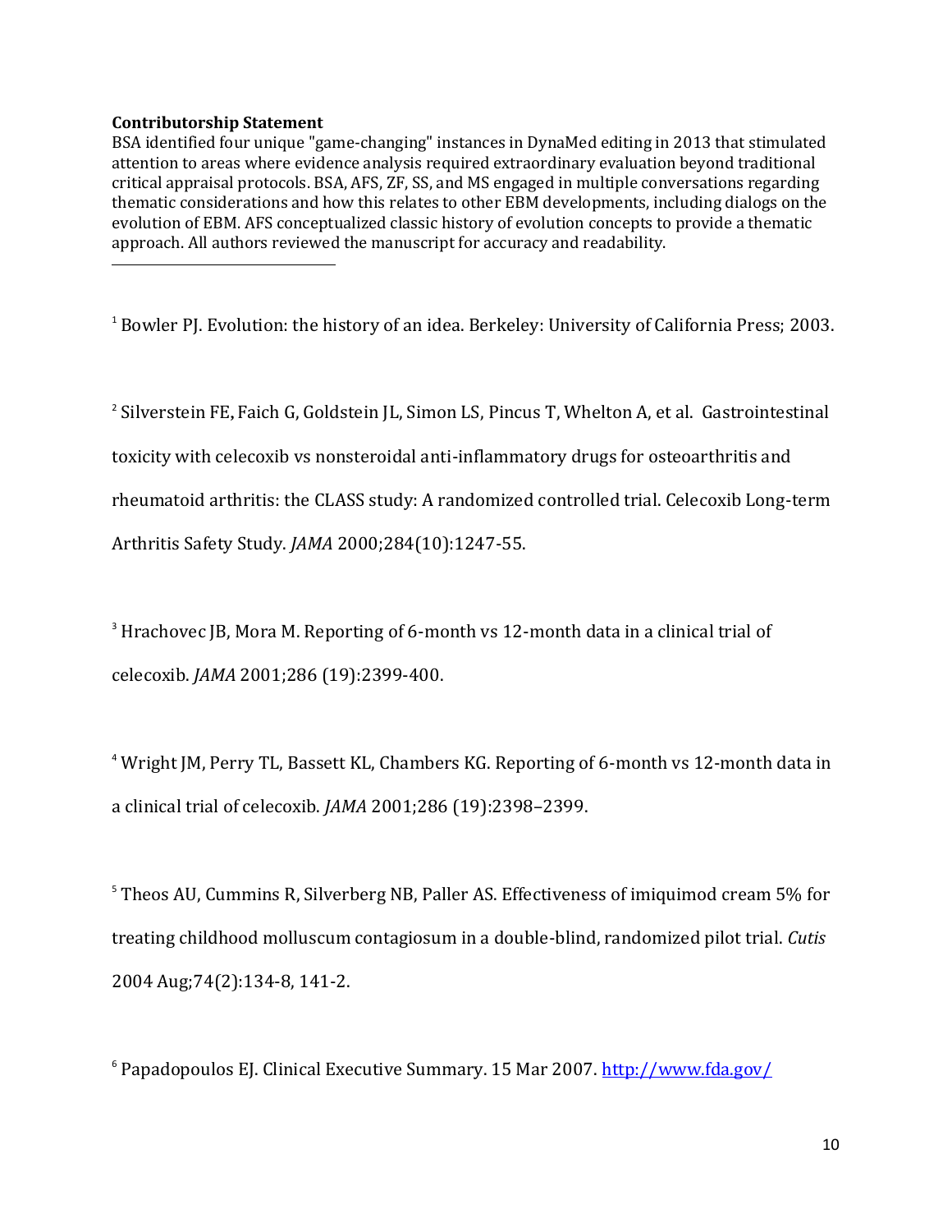**Contributorship Statement**

BSA identified four unique "game-changing" instances in DynaMed editing in 2013 that stimulated attention to areas where evidence analysis required extraordinary evaluation beyond traditional critical appraisal protocols. BSA, AFS, ZF, SS, and MS engaged in multiple conversations regarding thematic considerations and how this relates to other EBM developments, including dialogs on the evolution of EBM. AFS conceptualized classic history of evolution concepts to provide a thematic approach. All authors reviewed the manuscript for accuracy and readability.

---

[1] Bowler PJ. Evolution: the history of an idea. Berkeley: University of California Press; 2003.

[2] Silverstein FE, Faich G, Goldstein JL, Simon LS, Pincus T, Whelton A, et al. Gastrointestinal toxicity with celecoxib vs nonsteroidal anti-inflammatory drugs for osteoarthritis and rheumatoid arthritis: the CLASS study: A randomized controlled trial. Celecoxib Long-term Arthritis Safety Study. *JAMA* 2000;284(10):1247-55.

[3] Hrachovec JB, Mora M. Reporting of 6-month vs 12-month data in a clinical trial of celecoxib. *JAMA* 2001;286 (19):2399-400.

[4] Wright JM, Perry TL, Bassett KL, Chambers KG. Reporting of 6-month vs 12-month data in a clinical trial of celecoxib. *JAMA* 2001;286 (19):2398–2399.

[5] Theos AU, Cummins R, Silverberg NB, Paller AS. Effectiveness of imiquimod cream 5% for treating childhood molluscum contagiosum in a double-blind, randomized pilot trial. *Cutis* 2004 Aug;74(2):134-8, 141-2.

[6] Papadopoulos EJ. Clinical Executive Summary. 15 Mar 2007. http://www.fda.gov/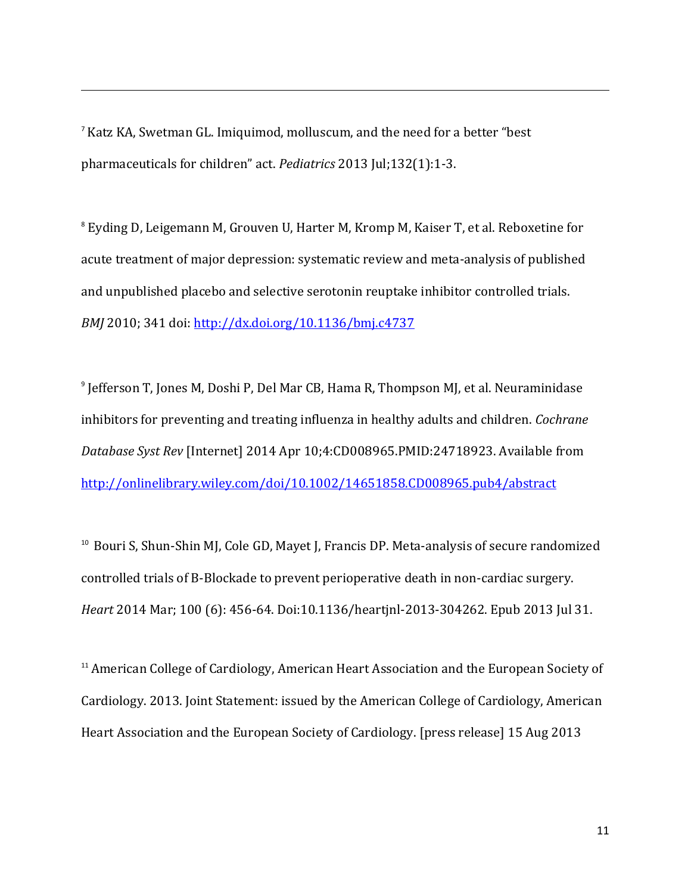[7] Katz KA, Swetman GL. Imiquimod, molluscum, and the need for a better "best pharmaceuticals for children" act. *Pediatrics* 2013 Jul;132(1):1-3.

[8] Eyding D, Leigemann M, Grouven U, Harter M, Kromp M, Kaiser T, et al. Reboxetine for acute treatment of major depression: systematic review and meta-analysis of published and unpublished placebo and selective serotonin reuptake inhibitor controlled trials. *BMJ* 2010; 341 doi: http://dx.doi.org/10.1136/bmj.c4737

[9] Jefferson T, Jones M, Doshi P, Del Mar CB, Hama R, Thompson MJ, et al. Neuraminidase inhibitors for preventing and treating influenza in healthy adults and children. *Cochrane Database Syst Rev* [Internet] 2014 Apr 10;4:CD008965.PMID:24718923. Available from http://onlinelibrary.wiley.com/doi/10.1002/14651858.CD008965.pub4/abstract

[10] Bouri S, Shun-Shin MJ, Cole GD, Mayet J, Francis DP. Meta-analysis of secure randomized controlled trials of B-Blockade to prevent perioperative death in non-cardiac surgery. *Heart* 2014 Mar; 100 (6): 456-64. Doi:10.1136/heartjnl-2013-304262. Epub 2013 Jul 31.

[11] American College of Cardiology, American Heart Association and the European Society of Cardiology. 2013. Joint Statement: issued by the American College of Cardiology, American Heart Association and the European Society of Cardiology. [press release] 15 Aug 2013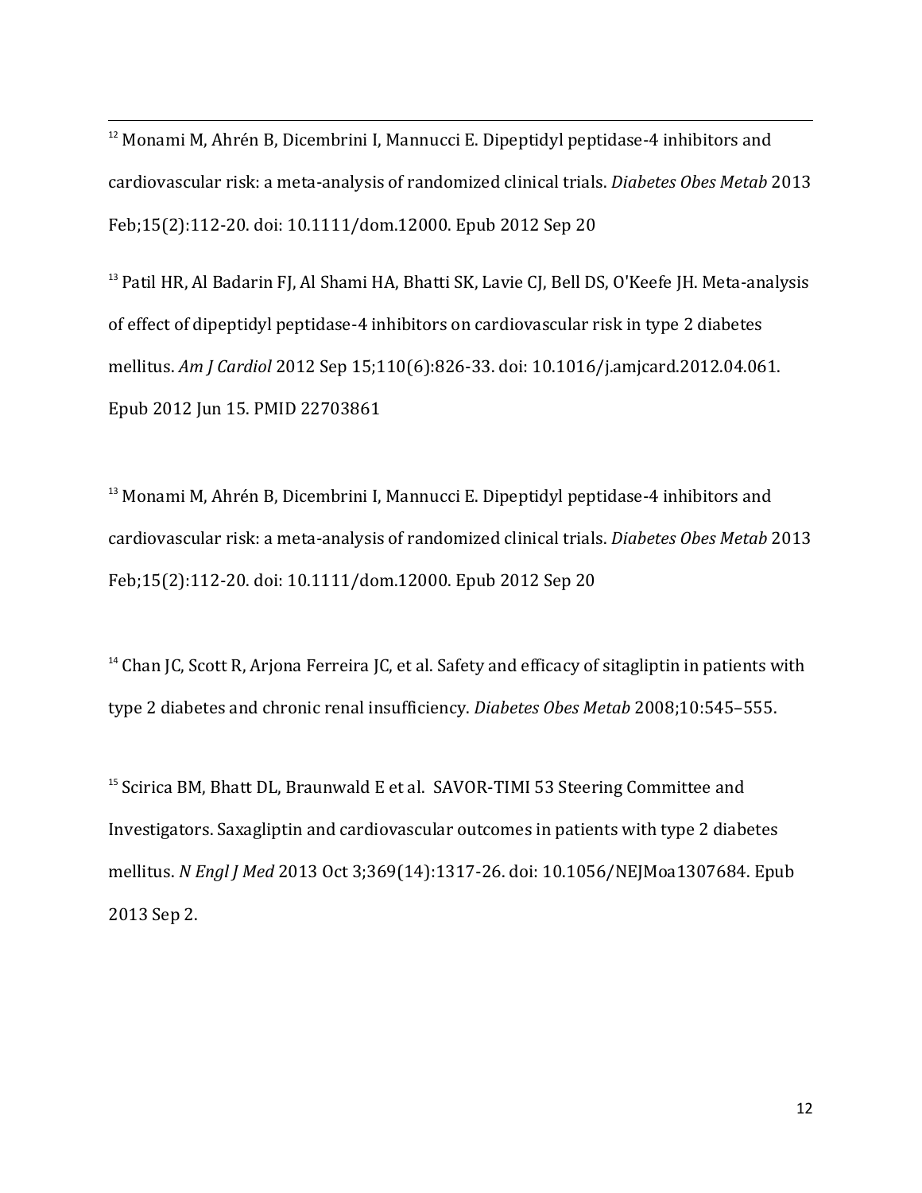[12] Monami M, Ahrén B, Dicembrini I, Mannucci E. Dipeptidyl peptidase-4 inhibitors and cardiovascular risk: a meta-analysis of randomized clinical trials. *Diabetes Obes Metab* 2013 Feb;15(2):112-20. doi: 10.1111/dom.12000. Epub 2012 Sep 20

[13] Patil HR, Al Badarin FJ, Al Shami HA, Bhatti SK, Lavie CJ, Bell DS, O'Keefe JH. Meta-analysis of effect of dipeptidyl peptidase-4 inhibitors on cardiovascular risk in type 2 diabetes mellitus. *Am J Cardiol* 2012 Sep 15;110(6):826-33. doi: 10.1016/j.amjcard.2012.04.061. Epub 2012 Jun 15. PMID 22703861

[13] Monami M, Ahrén B, Dicembrini I, Mannucci E. Dipeptidyl peptidase-4 inhibitors and cardiovascular risk: a meta-analysis of randomized clinical trials. *Diabetes Obes Metab* 2013 Feb;15(2):112-20. doi: 10.1111/dom.12000. Epub 2012 Sep 20

[14] Chan JC, Scott R, Arjona Ferreira JC, et al. Safety and efficacy of sitagliptin in patients with type 2 diabetes and chronic renal insufficiency. *Diabetes Obes Metab* 2008;10:545–555.

[15] Scirica BM, Bhatt DL, Braunwald E et al. SAVOR-TIMI 53 Steering Committee and Investigators. Saxagliptin and cardiovascular outcomes in patients with type 2 diabetes mellitus. *N Engl J Med* 2013 Oct 3;369(14):1317-26. doi: 10.1056/NEJMoa1307684. Epub 2013 Sep 2.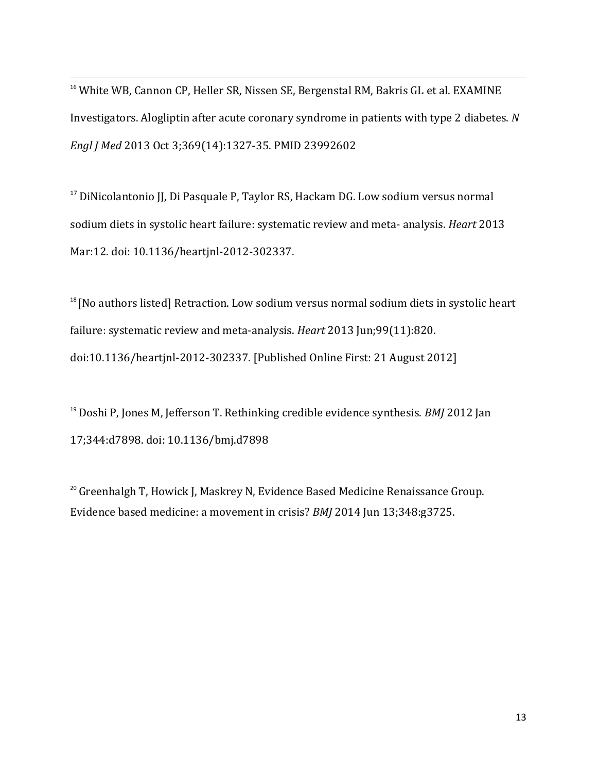[16] White WB, Cannon CP, Heller SR, Nissen SE, Bergenstal RM, Bakris GL et al. EXAMINE Investigators. Alogliptin after acute coronary syndrome in patients with type 2 diabetes. *N Engl J Med* 2013 Oct 3;369(14):1327-35. PMID 23992602

[17] DiNicolantonio JJ, Di Pasquale P, Taylor RS, Hackam DG. Low sodium versus normal sodium diets in systolic heart failure: systematic review and meta- analysis. *Heart* 2013 Mar:12. doi: 10.1136/heartjnl-2012-302337.

[18] [No authors listed] Retraction. Low sodium versus normal sodium diets in systolic heart failure: systematic review and meta-analysis. *Heart* 2013 Jun;99(11):820. doi:10.1136/heartjnl-2012-302337. [Published Online First: 21 August 2012]

[19] Doshi P, Jones M, Jefferson T. Rethinking credible evidence synthesis. *BMJ* 2012 Jan 17;344:d7898. doi: 10.1136/bmj.d7898

[20] Greenhalgh T, Howick J, Maskrey N, Evidence Based Medicine Renaissance Group. Evidence based medicine: a movement in crisis? *BMJ* 2014 Jun 13;348:g3725.